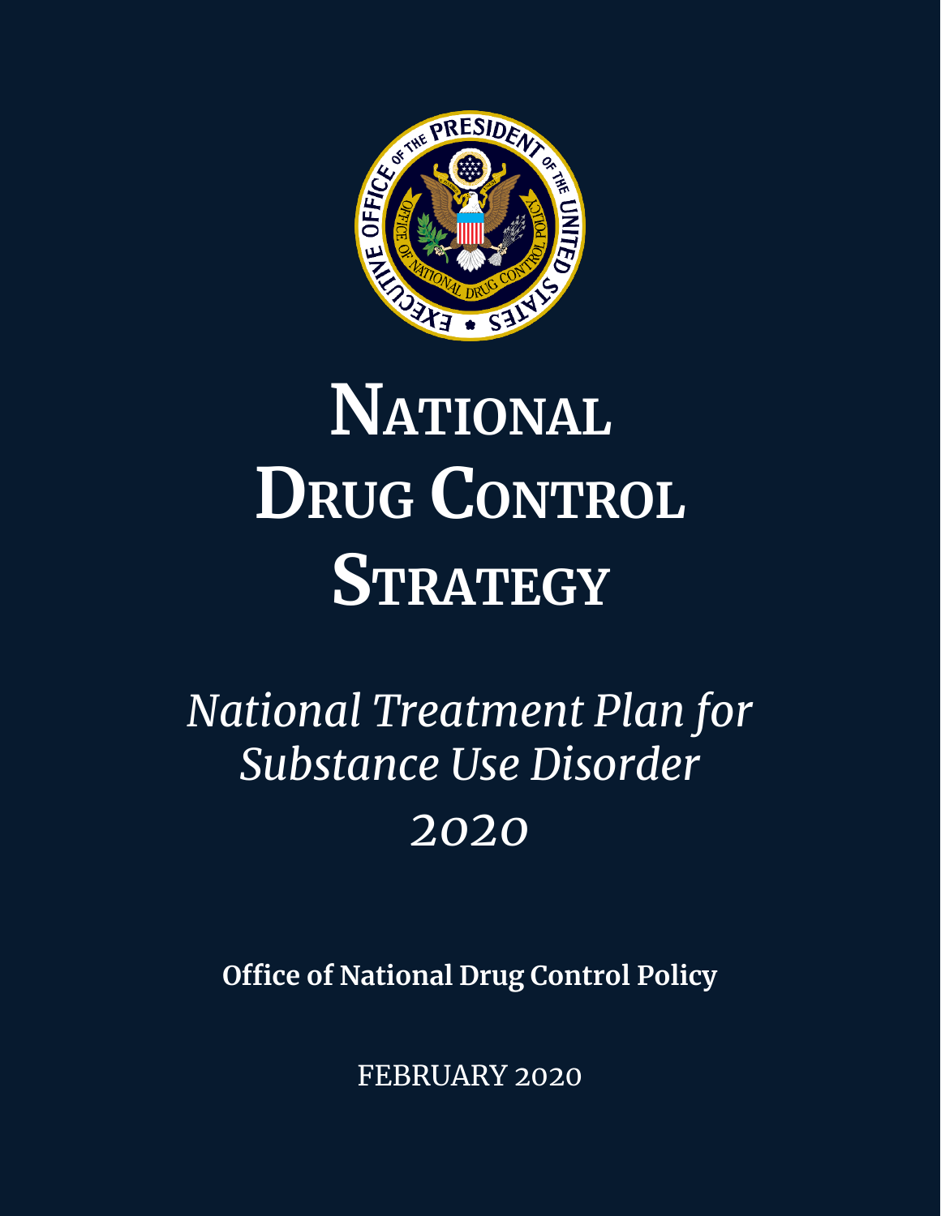# National Drug Control Strategy

*National Treatment Plan for Substance Use Disorder*

*2020*

**Office of National Drug Control Policy**

FEBRUARY 2020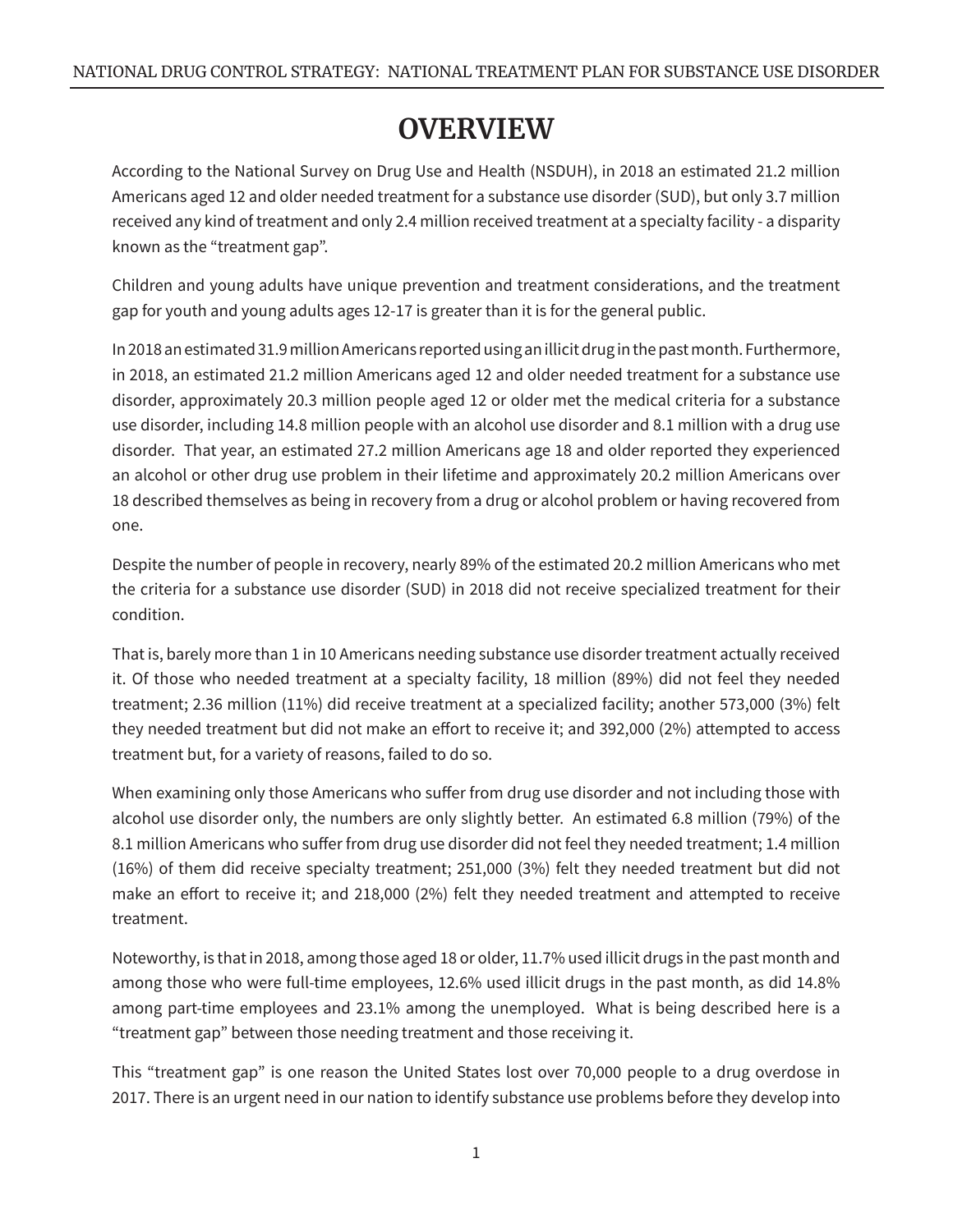# OVERVIEW

According to the National Survey on Drug Use and Health (NSDUH), in 2018 an estimated 21.2 million Americans aged 12 and older needed treatment for a substance use disorder (SUD), but only 3.7 million received any kind of treatment and only 2.4 million received treatment at a specialty facility - a disparity known as the "treatment gap".

Children and young adults have unique prevention and treatment considerations, and the treatment gap for youth and young adults ages 12-17 is greater than it is for the general public.

In 2018 an estimated 31.9 million Americans reported using an illicit drug in the past month. Furthermore, in 2018, an estimated 21.2 million Americans aged 12 and older needed treatment for a substance use disorder, approximately 20.3 million people aged 12 or older met the medical criteria for a substance use disorder, including 14.8 million people with an alcohol use disorder and 8.1 million with a drug use disorder. That year, an estimated 27.2 million Americans age 18 and older reported they experienced an alcohol or other drug use problem in their lifetime and approximately 20.2 million Americans over 18 described themselves as being in recovery from a drug or alcohol problem or having recovered from one.

Despite the number of people in recovery, nearly 89% of the estimated 20.2 million Americans who met the criteria for a substance use disorder (SUD) in 2018 did not receive specialized treatment for their condition.

That is, barely more than 1 in 10 Americans needing substance use disorder treatment actually received it. Of those who needed treatment at a specialty facility, 18 million (89%) did not feel they needed treatment; 2.36 million (11%) did receive treatment at a specialized facility; another 573,000 (3%) felt they needed treatment but did not make an effort to receive it; and 392,000 (2%) attempted to access treatment but, for a variety of reasons, failed to do so.

When examining only those Americans who suffer from drug use disorder and not including those with alcohol use disorder only, the numbers are only slightly better. An estimated 6.8 million (79%) of the 8.1 million Americans who suffer from drug use disorder did not feel they needed treatment; 1.4 million (16%) of them did receive specialty treatment; 251,000 (3%) felt they needed treatment but did not make an effort to receive it; and 218,000 (2%) felt they needed treatment and attempted to receive treatment.

Noteworthy, is that in 2018, among those aged 18 or older, 11.7% used illicit drugs in the past month and among those who were full-time employees, 12.6% used illicit drugs in the past month, as did 14.8% among part-time employees and 23.1% among the unemployed. What is being described here is a "treatment gap" between those needing treatment and those receiving it.

This "treatment gap" is one reason the United States lost over 70,000 people to a drug overdose in 2017. There is an urgent need in our nation to identify substance use problems before they develop into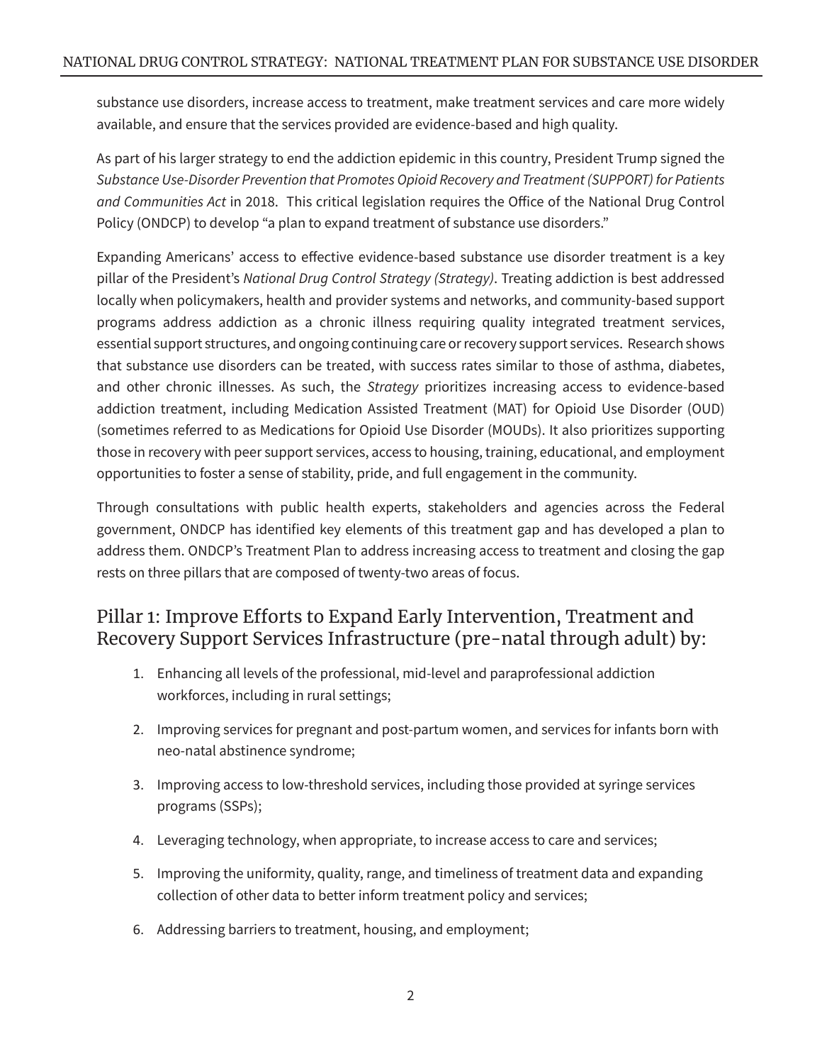substance use disorders, increase access to treatment, make treatment services and care more widely available, and ensure that the services provided are evidence-based and high quality.

As part of his larger strategy to end the addiction epidemic in this country, President Trump signed the *Substance Use-Disorder Prevention that Promotes Opioid Recovery and Treatment (SUPPORT) for Patients and Communities Act* in 2018. This critical legislation requires the Office of the National Drug Control Policy (ONDCP) to develop "a plan to expand treatment of substance use disorders."

Expanding Americans' access to effective evidence-based substance use disorder treatment is a key pillar of the President's *National Drug Control Strategy (Strategy)*. Treating addiction is best addressed locally when policymakers, health and provider systems and networks, and community-based support programs address addiction as a chronic illness requiring quality integrated treatment services, essential support structures, and ongoing continuing care or recovery support services. Research shows that substance use disorders can be treated, with success rates similar to those of asthma, diabetes, and other chronic illnesses. As such, the *Strategy* prioritizes increasing access to evidence-based addiction treatment, including Medication Assisted Treatment (MAT) for Opioid Use Disorder (OUD) (sometimes referred to as Medications for Opioid Use Disorder (MOUDs). It also prioritizes supporting those in recovery with peer support services, access to housing, training, educational, and employment opportunities to foster a sense of stability, pride, and full engagement in the community.

Through consultations with public health experts, stakeholders and agencies across the Federal government, ONDCP has identified key elements of this treatment gap and has developed a plan to address them. ONDCP's Treatment Plan to address increasing access to treatment and closing the gap rests on three pillars that are composed of twenty-two areas of focus.

## Pillar 1: Improve Efforts to Expand Early Intervention, Treatment and Recovery Support Services Infrastructure (pre-natal through adult) by:

1. Enhancing all levels of the professional, mid-level and paraprofessional addiction workforces, including in rural settings;
2. Improving services for pregnant and post-partum women, and services for infants born with neo-natal abstinence syndrome;
3. Improving access to low-threshold services, including those provided at syringe services programs (SSPs);
4. Leveraging technology, when appropriate, to increase access to care and services;
5. Improving the uniformity, quality, range, and timeliness of treatment data and expanding collection of other data to better inform treatment policy and services;
6. Addressing barriers to treatment, housing, and employment;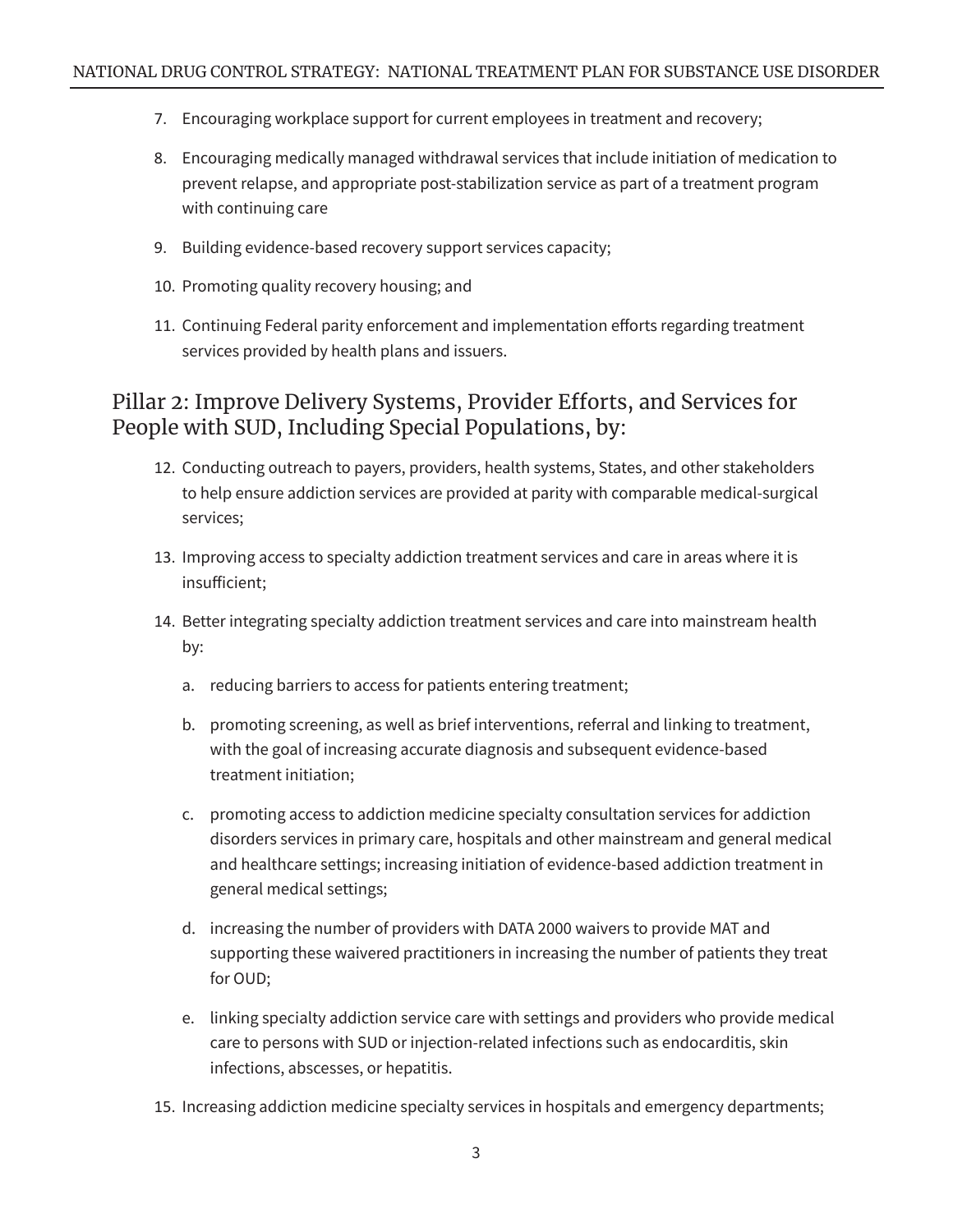7. Encouraging workplace support for current employees in treatment and recovery;
8. Encouraging medically managed withdrawal services that include initiation of medication to prevent relapse, and appropriate post-stabilization service as part of a treatment program with continuing care
9. Building evidence-based recovery support services capacity;
10. Promoting quality recovery housing; and
11. Continuing Federal parity enforcement and implementation efforts regarding treatment services provided by health plans and issuers.

## Pillar 2: Improve Delivery Systems, Provider Efforts, and Services for People with SUD, Including Special Populations, by:

12. Conducting outreach to payers, providers, health systems, States, and other stakeholders to help ensure addiction services are provided at parity with comparable medical-surgical services;
13. Improving access to specialty addiction treatment services and care in areas where it is insufficient;
14. Better integrating specialty addiction treatment services and care into mainstream health by:
    a. reducing barriers to access for patients entering treatment;
    b. promoting screening, as well as brief interventions, referral and linking to treatment, with the goal of increasing accurate diagnosis and subsequent evidence-based treatment initiation;
    c. promoting access to addiction medicine specialty consultation services for addiction disorders services in primary care, hospitals and other mainstream and general medical and healthcare settings; increasing initiation of evidence-based addiction treatment in general medical settings;
    d. increasing the number of providers with DATA 2000 waivers to provide MAT and supporting these waivered practitioners in increasing the number of patients they treat for OUD;
    e. linking specialty addiction service care with settings and providers who provide medical care to persons with SUD or injection-related infections such as endocarditis, skin infections, abscesses, or hepatitis.
15. Increasing addiction medicine specialty services in hospitals and emergency departments;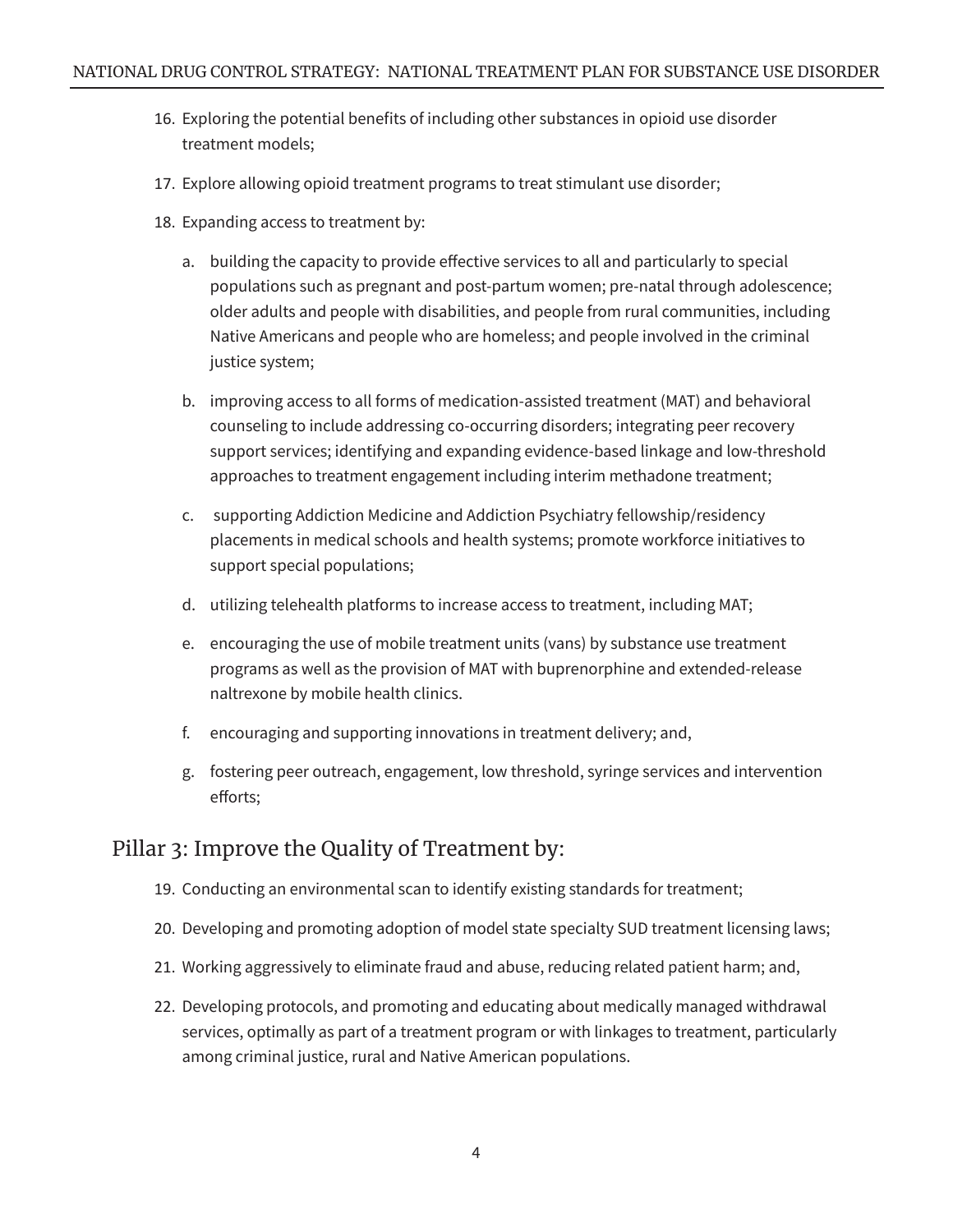16. Exploring the potential benefits of including other substances in opioid use disorder treatment models;

17. Explore allowing opioid treatment programs to treat stimulant use disorder;

18. Expanding access to treatment by:

    a. building the capacity to provide effective services to all and particularly to special populations such as pregnant and post-partum women; pre-natal through adolescence; older adults and people with disabilities, and people from rural communities, including Native Americans and people who are homeless; and people involved in the criminal justice system;

    b. improving access to all forms of medication-assisted treatment (MAT) and behavioral counseling to include addressing co-occurring disorders; integrating peer recovery support services; identifying and expanding evidence-based linkage and low-threshold approaches to treatment engagement including interim methadone treatment;

    c. supporting Addiction Medicine and Addiction Psychiatry fellowship/residency placements in medical schools and health systems; promote workforce initiatives to support special populations;

    d. utilizing telehealth platforms to increase access to treatment, including MAT;

    e. encouraging the use of mobile treatment units (vans) by substance use treatment programs as well as the provision of MAT with buprenorphine and extended-release naltrexone by mobile health clinics.

    f. encouraging and supporting innovations in treatment delivery; and,

    g. fostering peer outreach, engagement, low threshold, syringe services and intervention efforts;

## Pillar 3: Improve the Quality of Treatment by:

19. Conducting an environmental scan to identify existing standards for treatment;

20. Developing and promoting adoption of model state specialty SUD treatment licensing laws;

21. Working aggressively to eliminate fraud and abuse, reducing related patient harm; and,

22. Developing protocols, and promoting and educating about medically managed withdrawal services, optimally as part of a treatment program or with linkages to treatment, particularly among criminal justice, rural and Native American populations.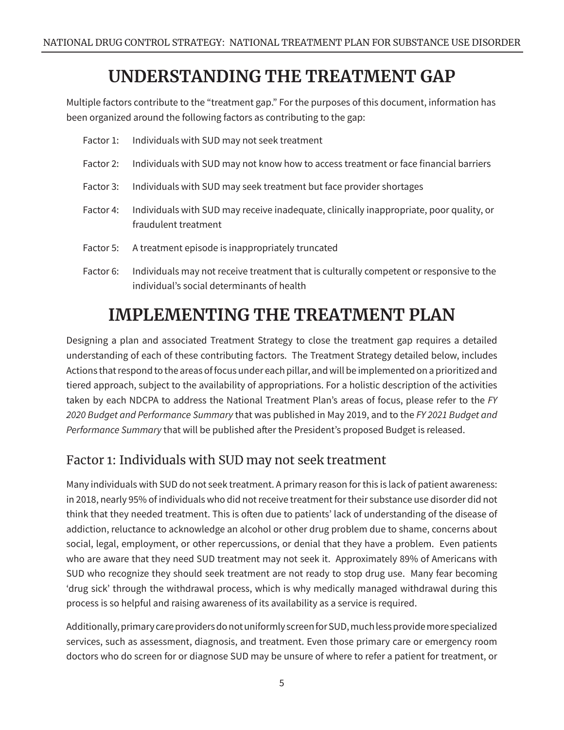# UNDERSTANDING THE TREATMENT GAP

Multiple factors contribute to the "treatment gap." For the purposes of this document, information has been organized around the following factors as contributing to the gap:

- Factor 1: Individuals with SUD may not seek treatment
- Factor 2: Individuals with SUD may not know how to access treatment or face financial barriers
- Factor 3: Individuals with SUD may seek treatment but face provider shortages
- Factor 4: Individuals with SUD may receive inadequate, clinically inappropriate, poor quality, or fraudulent treatment
- Factor 5: A treatment episode is inappropriately truncated
- Factor 6: Individuals may not receive treatment that is culturally competent or responsive to the individual's social determinants of health

# IMPLEMENTING THE TREATMENT PLAN

Designing a plan and associated Treatment Strategy to close the treatment gap requires a detailed understanding of each of these contributing factors. The Treatment Strategy detailed below, includes Actions that respond to the areas of focus under each pillar, and will be implemented on a prioritized and tiered approach, subject to the availability of appropriations. For a holistic description of the activities taken by each NDCPA to address the National Treatment Plan's areas of focus, please refer to the *FY 2020 Budget and Performance Summary* that was published in May 2019, and to the *FY 2021 Budget and Performance Summary* that will be published after the President's proposed Budget is released.

## Factor 1: Individuals with SUD may not seek treatment

Many individuals with SUD do not seek treatment. A primary reason for this is lack of patient awareness: in 2018, nearly 95% of individuals who did not receive treatment for their substance use disorder did not think that they needed treatment. This is often due to patients' lack of understanding of the disease of addiction, reluctance to acknowledge an alcohol or other drug problem due to shame, concerns about social, legal, employment, or other repercussions, or denial that they have a problem. Even patients who are aware that they need SUD treatment may not seek it. Approximately 89% of Americans with SUD who recognize they should seek treatment are not ready to stop drug use. Many fear becoming 'drug sick' through the withdrawal process, which is why medically managed withdrawal during this process is so helpful and raising awareness of its availability as a service is required.

Additionally, primary care providers do not uniformly screen for SUD, much less provide more specialized services, such as assessment, diagnosis, and treatment. Even those primary care or emergency room doctors who do screen for or diagnose SUD may be unsure of where to refer a patient for treatment, or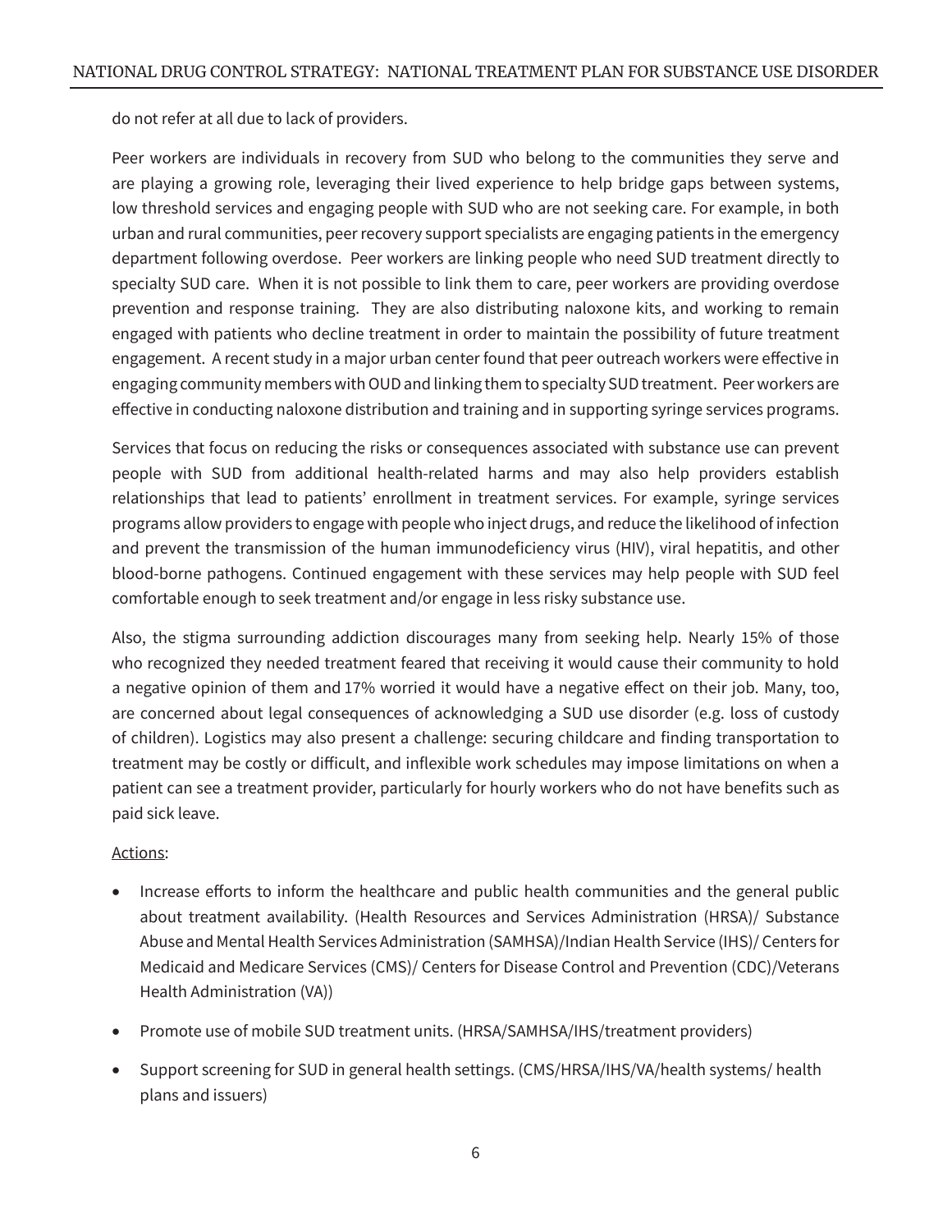do not refer at all due to lack of providers.

Peer workers are individuals in recovery from SUD who belong to the communities they serve and are playing a growing role, leveraging their lived experience to help bridge gaps between systems, low threshold services and engaging people with SUD who are not seeking care. For example, in both urban and rural communities, peer recovery support specialists are engaging patients in the emergency department following overdose. Peer workers are linking people who need SUD treatment directly to specialty SUD care. When it is not possible to link them to care, peer workers are providing overdose prevention and response training. They are also distributing naloxone kits, and working to remain engaged with patients who decline treatment in order to maintain the possibility of future treatment engagement. A recent study in a major urban center found that peer outreach workers were effective in engaging community members with OUD and linking them to specialty SUD treatment. Peer workers are effective in conducting naloxone distribution and training and in supporting syringe services programs.

Services that focus on reducing the risks or consequences associated with substance use can prevent people with SUD from additional health-related harms and may also help providers establish relationships that lead to patients' enrollment in treatment services. For example, syringe services programs allow providers to engage with people who inject drugs, and reduce the likelihood of infection and prevent the transmission of the human immunodeficiency virus (HIV), viral hepatitis, and other blood-borne pathogens. Continued engagement with these services may help people with SUD feel comfortable enough to seek treatment and/or engage in less risky substance use.

Also, the stigma surrounding addiction discourages many from seeking help. Nearly 15% of those who recognized they needed treatment feared that receiving it would cause their community to hold a negative opinion of them and 17% worried it would have a negative effect on their job. Many, too, are concerned about legal consequences of acknowledging a SUD use disorder (e.g. loss of custody of children). Logistics may also present a challenge: securing childcare and finding transportation to treatment may be costly or difficult, and inflexible work schedules may impose limitations on when a patient can see a treatment provider, particularly for hourly workers who do not have benefits such as paid sick leave.

Actions:

- Increase efforts to inform the healthcare and public health communities and the general public about treatment availability. (Health Resources and Services Administration (HRSA)/ Substance Abuse and Mental Health Services Administration (SAMHSA)/Indian Health Service (IHS)/ Centers for Medicaid and Medicare Services (CMS)/ Centers for Disease Control and Prevention (CDC)/Veterans Health Administration (VA))
- Promote use of mobile SUD treatment units. (HRSA/SAMHSA/IHS/treatment providers)
- Support screening for SUD in general health settings. (CMS/HRSA/IHS/VA/health systems/ health plans and issuers)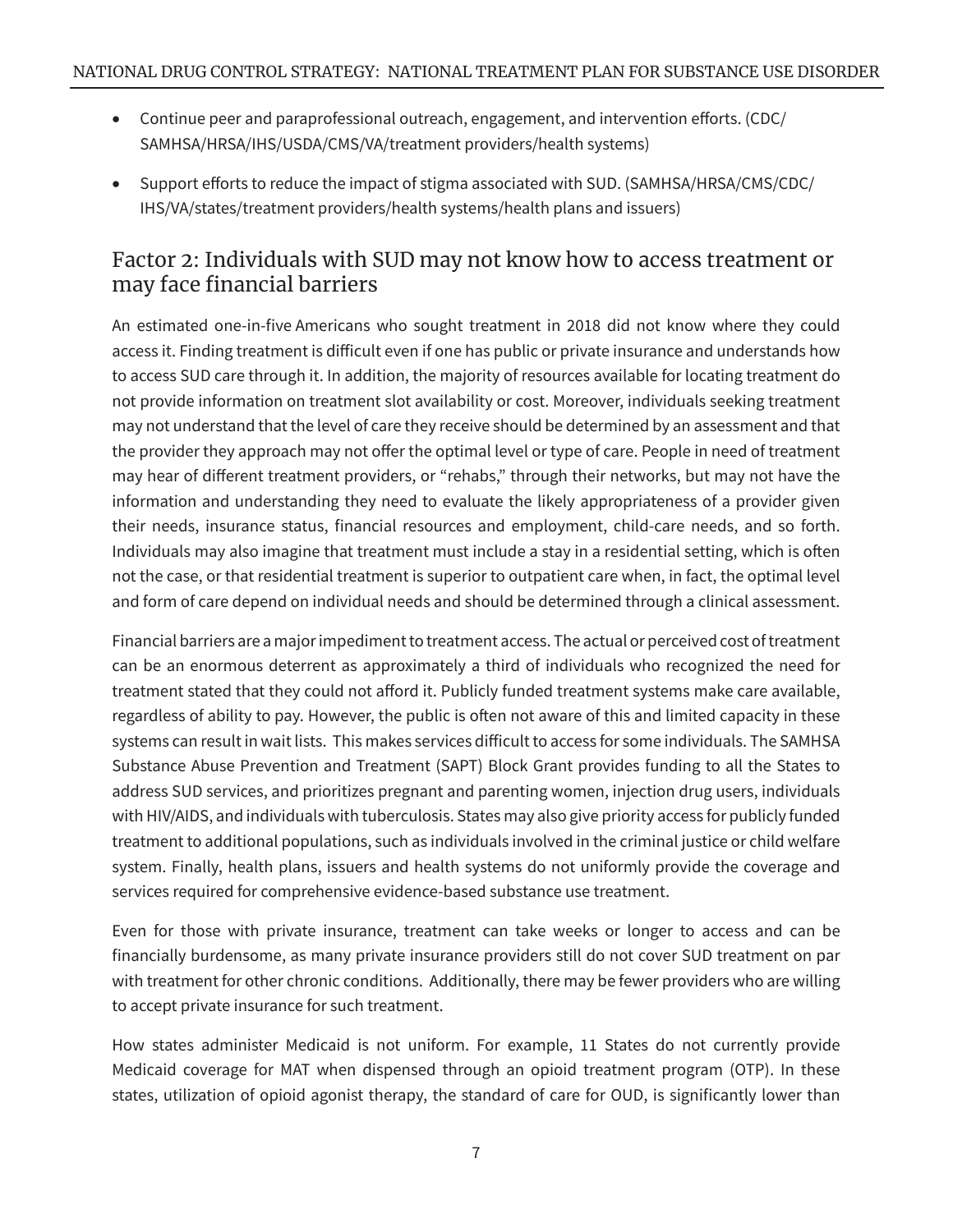- Continue peer and paraprofessional outreach, engagement, and intervention efforts. (CDC/SAMHSA/HRSA/IHS/USDA/CMS/VA/treatment providers/health systems)
- Support efforts to reduce the impact of stigma associated with SUD. (SAMHSA/HRSA/CMS/CDC/IHS/VA/states/treatment providers/health systems/health plans and issuers)

## Factor 2: Individuals with SUD may not know how to access treatment or may face financial barriers

An estimated one-in-five Americans who sought treatment in 2018 did not know where they could access it. Finding treatment is difficult even if one has public or private insurance and understands how to access SUD care through it. In addition, the majority of resources available for locating treatment do not provide information on treatment slot availability or cost. Moreover, individuals seeking treatment may not understand that the level of care they receive should be determined by an assessment and that the provider they approach may not offer the optimal level or type of care. People in need of treatment may hear of different treatment providers, or "rehabs," through their networks, but may not have the information and understanding they need to evaluate the likely appropriateness of a provider given their needs, insurance status, financial resources and employment, child-care needs, and so forth. Individuals may also imagine that treatment must include a stay in a residential setting, which is often not the case, or that residential treatment is superior to outpatient care when, in fact, the optimal level and form of care depend on individual needs and should be determined through a clinical assessment.

Financial barriers are a major impediment to treatment access. The actual or perceived cost of treatment can be an enormous deterrent as approximately a third of individuals who recognized the need for treatment stated that they could not afford it. Publicly funded treatment systems make care available, regardless of ability to pay. However, the public is often not aware of this and limited capacity in these systems can result in wait lists. This makes services difficult to access for some individuals. The SAMHSA Substance Abuse Prevention and Treatment (SAPT) Block Grant provides funding to all the States to address SUD services, and prioritizes pregnant and parenting women, injection drug users, individuals with HIV/AIDS, and individuals with tuberculosis. States may also give priority access for publicly funded treatment to additional populations, such as individuals involved in the criminal justice or child welfare system. Finally, health plans, issuers and health systems do not uniformly provide the coverage and services required for comprehensive evidence-based substance use treatment.

Even for those with private insurance, treatment can take weeks or longer to access and can be financially burdensome, as many private insurance providers still do not cover SUD treatment on par with treatment for other chronic conditions. Additionally, there may be fewer providers who are willing to accept private insurance for such treatment.

How states administer Medicaid is not uniform. For example, 11 States do not currently provide Medicaid coverage for MAT when dispensed through an opioid treatment program (OTP). In these states, utilization of opioid agonist therapy, the standard of care for OUD, is significantly lower than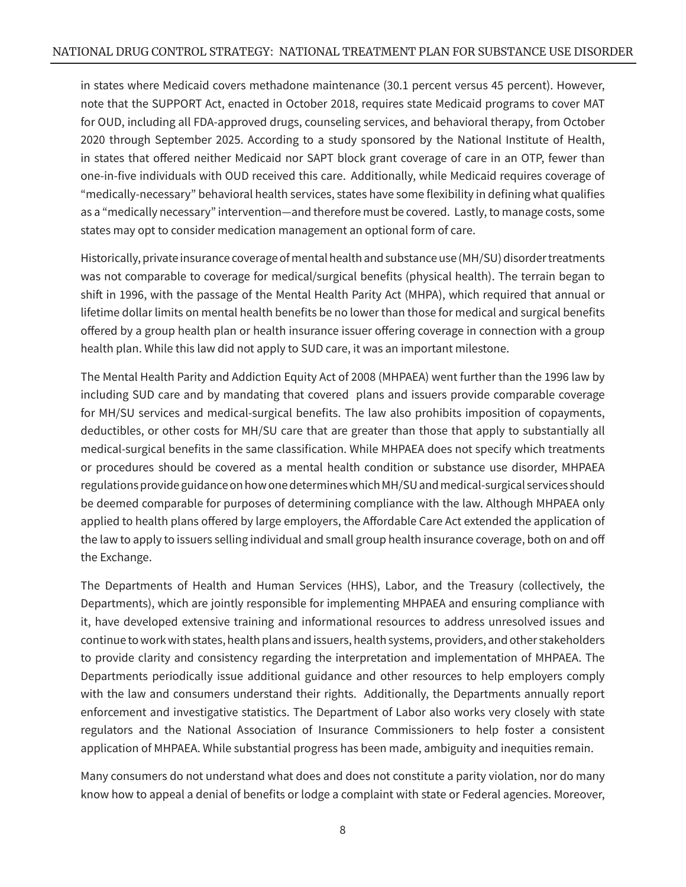in states where Medicaid covers methadone maintenance (30.1 percent versus 45 percent). However, note that the SUPPORT Act, enacted in October 2018, requires state Medicaid programs to cover MAT for OUD, including all FDA-approved drugs, counseling services, and behavioral therapy, from October 2020 through September 2025. According to a study sponsored by the National Institute of Health, in states that offered neither Medicaid nor SAPT block grant coverage of care in an OTP, fewer than one-in-five individuals with OUD received this care. Additionally, while Medicaid requires coverage of "medically-necessary" behavioral health services, states have some flexibility in defining what qualifies as a "medically necessary" intervention—and therefore must be covered. Lastly, to manage costs, some states may opt to consider medication management an optional form of care.

Historically, private insurance coverage of mental health and substance use (MH/SU) disorder treatments was not comparable to coverage for medical/surgical benefits (physical health). The terrain began to shift in 1996, with the passage of the Mental Health Parity Act (MHPA), which required that annual or lifetime dollar limits on mental health benefits be no lower than those for medical and surgical benefits offered by a group health plan or health insurance issuer offering coverage in connection with a group health plan. While this law did not apply to SUD care, it was an important milestone.

The Mental Health Parity and Addiction Equity Act of 2008 (MHPAEA) went further than the 1996 law by including SUD care and by mandating that covered plans and issuers provide comparable coverage for MH/SU services and medical-surgical benefits. The law also prohibits imposition of copayments, deductibles, or other costs for MH/SU care that are greater than those that apply to substantially all medical-surgical benefits in the same classification. While MHPAEA does not specify which treatments or procedures should be covered as a mental health condition or substance use disorder, MHPAEA regulations provide guidance on how one determines which MH/SU and medical-surgical services should be deemed comparable for purposes of determining compliance with the law. Although MHPAEA only applied to health plans offered by large employers, the Affordable Care Act extended the application of the law to apply to issuers selling individual and small group health insurance coverage, both on and off the Exchange.

The Departments of Health and Human Services (HHS), Labor, and the Treasury (collectively, the Departments), which are jointly responsible for implementing MHPAEA and ensuring compliance with it, have developed extensive training and informational resources to address unresolved issues and continue to work with states, health plans and issuers, health systems, providers, and other stakeholders to provide clarity and consistency regarding the interpretation and implementation of MHPAEA. The Departments periodically issue additional guidance and other resources to help employers comply with the law and consumers understand their rights. Additionally, the Departments annually report enforcement and investigative statistics. The Department of Labor also works very closely with state regulators and the National Association of Insurance Commissioners to help foster a consistent application of MHPAEA. While substantial progress has been made, ambiguity and inequities remain.

Many consumers do not understand what does and does not constitute a parity violation, nor do many know how to appeal a denial of benefits or lodge a complaint with state or Federal agencies. Moreover,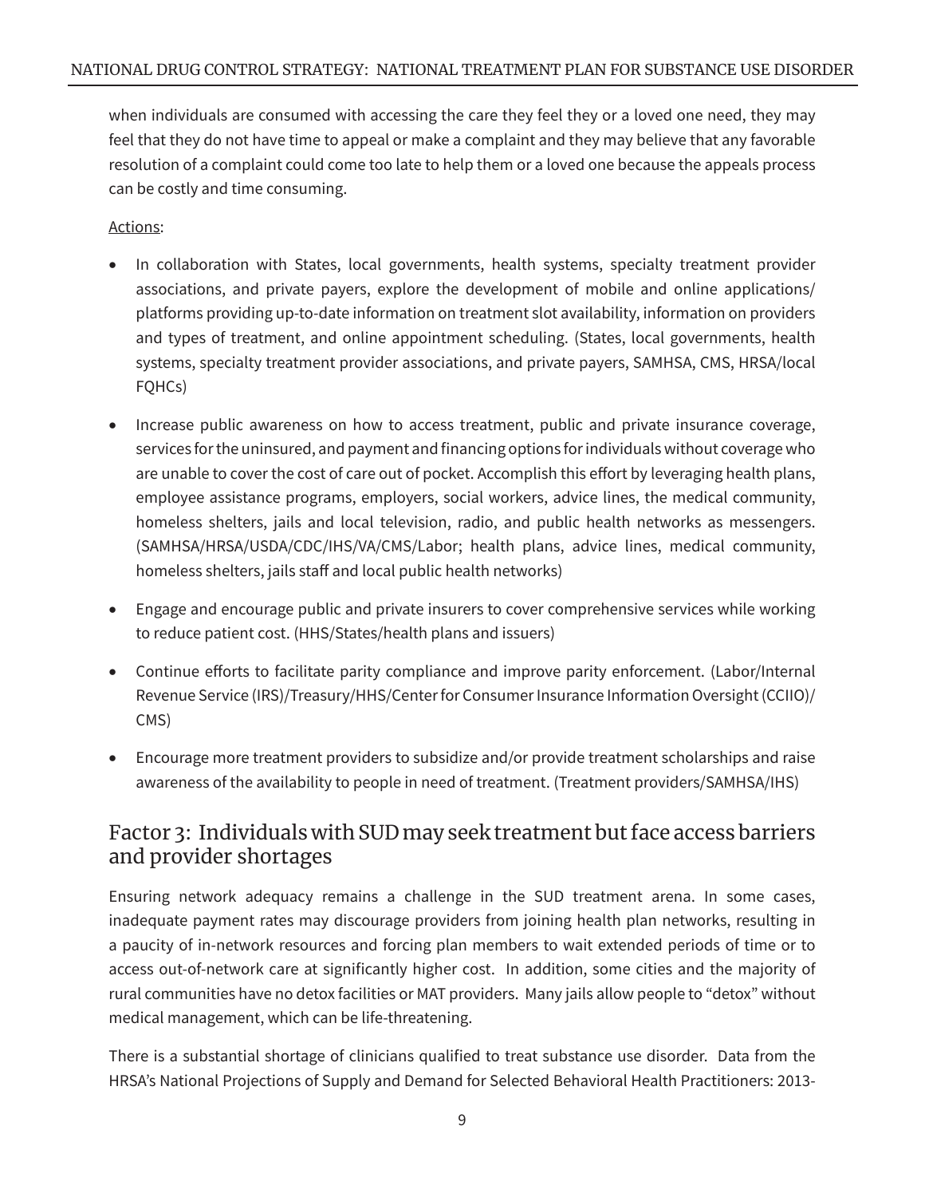when individuals are consumed with accessing the care they feel they or a loved one need, they may feel that they do not have time to appeal or make a complaint and they may believe that any favorable resolution of a complaint could come too late to help them or a loved one because the appeals process can be costly and time consuming.

Actions:

- In collaboration with States, local governments, health systems, specialty treatment provider associations, and private payers, explore the development of mobile and online applications/platforms providing up-to-date information on treatment slot availability, information on providers and types of treatment, and online appointment scheduling. (States, local governments, health systems, specialty treatment provider associations, and private payers, SAMHSA, CMS, HRSA/local FQHCs)
- Increase public awareness on how to access treatment, public and private insurance coverage, services for the uninsured, and payment and financing options for individuals without coverage who are unable to cover the cost of care out of pocket. Accomplish this effort by leveraging health plans, employee assistance programs, employers, social workers, advice lines, the medical community, homeless shelters, jails and local television, radio, and public health networks as messengers. (SAMHSA/HRSA/USDA/CDC/IHS/VA/CMS/Labor; health plans, advice lines, medical community, homeless shelters, jails staff and local public health networks)
- Engage and encourage public and private insurers to cover comprehensive services while working to reduce patient cost. (HHS/States/health plans and issuers)
- Continue efforts to facilitate parity compliance and improve parity enforcement. (Labor/Internal Revenue Service (IRS)/Treasury/HHS/Center for Consumer Insurance Information Oversight (CCIIO)/CMS)
- Encourage more treatment providers to subsidize and/or provide treatment scholarships and raise awareness of the availability to people in need of treatment. (Treatment providers/SAMHSA/IHS)

## Factor 3: Individuals with SUD may seek treatment but face access barriers and provider shortages

Ensuring network adequacy remains a challenge in the SUD treatment arena. In some cases, inadequate payment rates may discourage providers from joining health plan networks, resulting in a paucity of in-network resources and forcing plan members to wait extended periods of time or to access out-of-network care at significantly higher cost. In addition, some cities and the majority of rural communities have no detox facilities or MAT providers. Many jails allow people to "detox" without medical management, which can be life-threatening.

There is a substantial shortage of clinicians qualified to treat substance use disorder. Data from the HRSA's National Projections of Supply and Demand for Selected Behavioral Health Practitioners: 2013-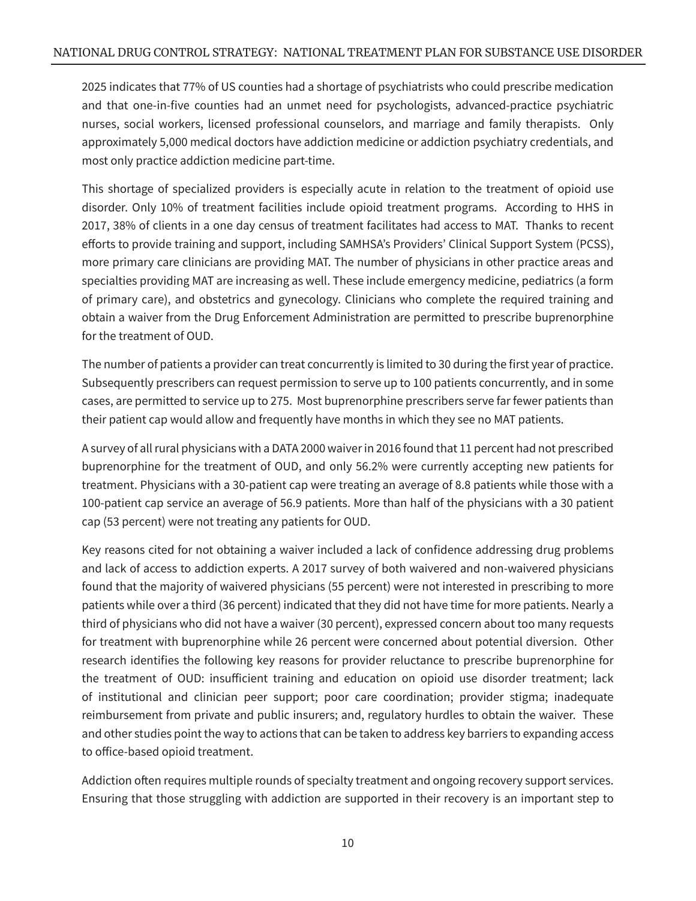2025 indicates that 77% of US counties had a shortage of psychiatrists who could prescribe medication and that one-in-five counties had an unmet need for psychologists, advanced-practice psychiatric nurses, social workers, licensed professional counselors, and marriage and family therapists. Only approximately 5,000 medical doctors have addiction medicine or addiction psychiatry credentials, and most only practice addiction medicine part-time.

This shortage of specialized providers is especially acute in relation to the treatment of opioid use disorder. Only 10% of treatment facilities include opioid treatment programs. According to HHS in 2017, 38% of clients in a one day census of treatment facilitates had access to MAT. Thanks to recent efforts to provide training and support, including SAMHSA's Providers' Clinical Support System (PCSS), more primary care clinicians are providing MAT. The number of physicians in other practice areas and specialties providing MAT are increasing as well. These include emergency medicine, pediatrics (a form of primary care), and obstetrics and gynecology. Clinicians who complete the required training and obtain a waiver from the Drug Enforcement Administration are permitted to prescribe buprenorphine for the treatment of OUD.

The number of patients a provider can treat concurrently is limited to 30 during the first year of practice. Subsequently prescribers can request permission to serve up to 100 patients concurrently, and in some cases, are permitted to service up to 275. Most buprenorphine prescribers serve far fewer patients than their patient cap would allow and frequently have months in which they see no MAT patients.

A survey of all rural physicians with a DATA 2000 waiver in 2016 found that 11 percent had not prescribed buprenorphine for the treatment of OUD, and only 56.2% were currently accepting new patients for treatment. Physicians with a 30-patient cap were treating an average of 8.8 patients while those with a 100-patient cap service an average of 56.9 patients. More than half of the physicians with a 30 patient cap (53 percent) were not treating any patients for OUD.

Key reasons cited for not obtaining a waiver included a lack of confidence addressing drug problems and lack of access to addiction experts. A 2017 survey of both waivered and non-waivered physicians found that the majority of waivered physicians (55 percent) were not interested in prescribing to more patients while over a third (36 percent) indicated that they did not have time for more patients. Nearly a third of physicians who did not have a waiver (30 percent), expressed concern about too many requests for treatment with buprenorphine while 26 percent were concerned about potential diversion. Other research identifies the following key reasons for provider reluctance to prescribe buprenorphine for the treatment of OUD: insufficient training and education on opioid use disorder treatment; lack of institutional and clinician peer support; poor care coordination; provider stigma; inadequate reimbursement from private and public insurers; and, regulatory hurdles to obtain the waiver. These and other studies point the way to actions that can be taken to address key barriers to expanding access to office-based opioid treatment.

Addiction often requires multiple rounds of specialty treatment and ongoing recovery support services. Ensuring that those struggling with addiction are supported in their recovery is an important step to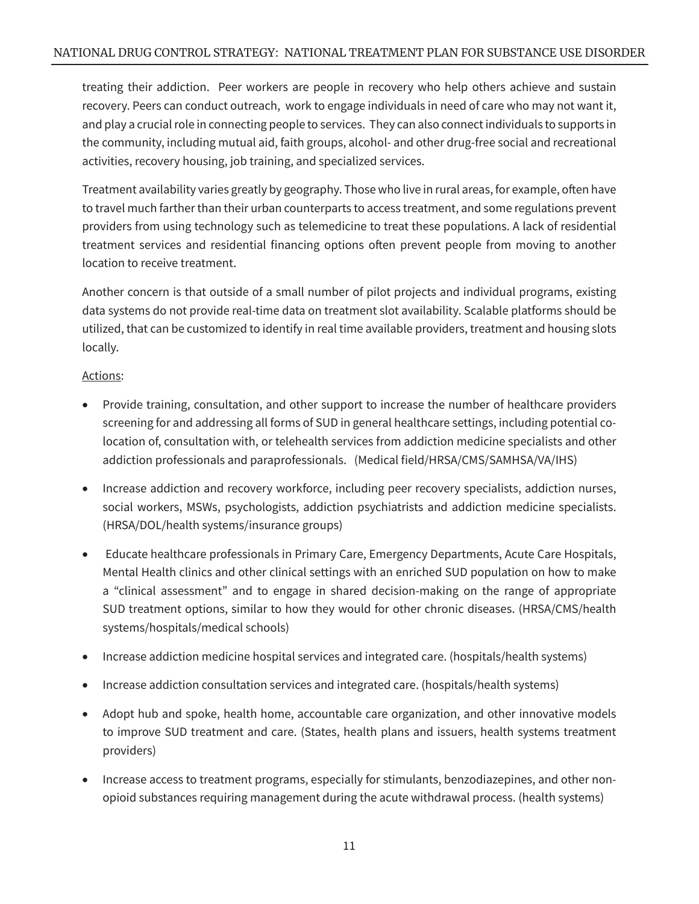treating their addiction. Peer workers are people in recovery who help others achieve and sustain recovery. Peers can conduct outreach, work to engage individuals in need of care who may not want it, and play a crucial role in connecting people to services. They can also connect individuals to supports in the community, including mutual aid, faith groups, alcohol- and other drug-free social and recreational activities, recovery housing, job training, and specialized services.

Treatment availability varies greatly by geography. Those who live in rural areas, for example, often have to travel much farther than their urban counterparts to access treatment, and some regulations prevent providers from using technology such as telemedicine to treat these populations. A lack of residential treatment services and residential financing options often prevent people from moving to another location to receive treatment.

Another concern is that outside of a small number of pilot projects and individual programs, existing data systems do not provide real-time data on treatment slot availability. Scalable platforms should be utilized, that can be customized to identify in real time available providers, treatment and housing slots locally.

<u>Actions</u>:

- Provide training, consultation, and other support to increase the number of healthcare providers screening for and addressing all forms of SUD in general healthcare settings, including potential co-location of, consultation with, or telehealth services from addiction medicine specialists and other addiction professionals and paraprofessionals. (Medical field/HRSA/CMS/SAMHSA/VA/IHS)
- Increase addiction and recovery workforce, including peer recovery specialists, addiction nurses, social workers, MSWs, psychologists, addiction psychiatrists and addiction medicine specialists. (HRSA/DOL/health systems/insurance groups)
- Educate healthcare professionals in Primary Care, Emergency Departments, Acute Care Hospitals, Mental Health clinics and other clinical settings with an enriched SUD population on how to make a "clinical assessment" and to engage in shared decision-making on the range of appropriate SUD treatment options, similar to how they would for other chronic diseases. (HRSA/CMS/health systems/hospitals/medical schools)
- Increase addiction medicine hospital services and integrated care. (hospitals/health systems)
- Increase addiction consultation services and integrated care. (hospitals/health systems)
- Adopt hub and spoke, health home, accountable care organization, and other innovative models to improve SUD treatment and care. (States, health plans and issuers, health systems treatment providers)
- Increase access to treatment programs, especially for stimulants, benzodiazepines, and other non-opioid substances requiring management during the acute withdrawal process. (health systems)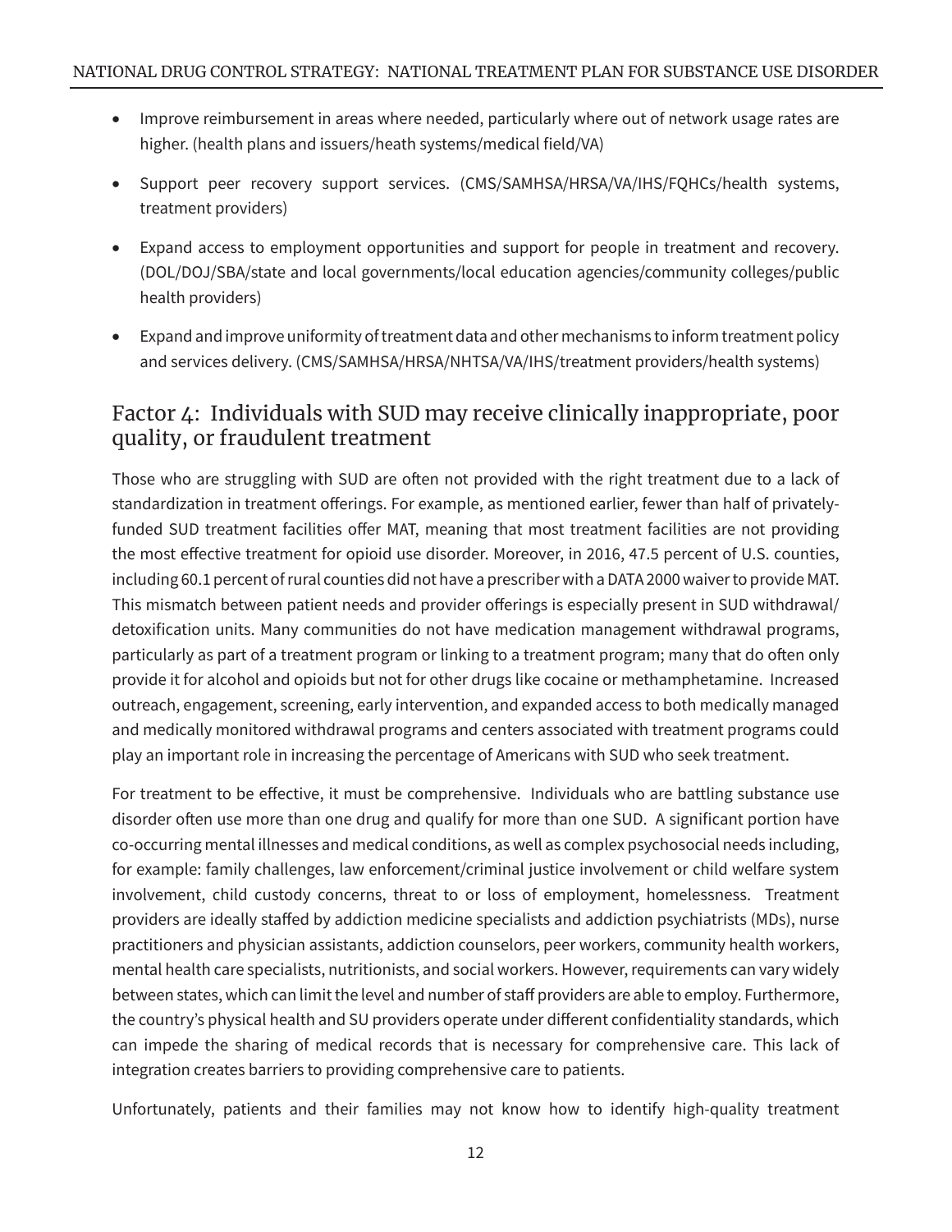- Improve reimbursement in areas where needed, particularly where out of network usage rates are higher. (health plans and issuers/heath systems/medical field/VA)
- Support peer recovery support services. (CMS/SAMHSA/HRSA/VA/IHS/FQHCs/health systems, treatment providers)
- Expand access to employment opportunities and support for people in treatment and recovery. (DOL/DOJ/SBA/state and local governments/local education agencies/community colleges/public health providers)
- Expand and improve uniformity of treatment data and other mechanisms to inform treatment policy and services delivery. (CMS/SAMHSA/HRSA/NHTSA/VA/IHS/treatment providers/health systems)

## Factor 4: Individuals with SUD may receive clinically inappropriate, poor quality, or fraudulent treatment

Those who are struggling with SUD are often not provided with the right treatment due to a lack of standardization in treatment offerings. For example, as mentioned earlier, fewer than half of privately-funded SUD treatment facilities offer MAT, meaning that most treatment facilities are not providing the most effective treatment for opioid use disorder. Moreover, in 2016, 47.5 percent of U.S. counties, including 60.1 percent of rural counties did not have a prescriber with a DATA 2000 waiver to provide MAT. This mismatch between patient needs and provider offerings is especially present in SUD withdrawal/detoxification units. Many communities do not have medication management withdrawal programs, particularly as part of a treatment program or linking to a treatment program; many that do often only provide it for alcohol and opioids but not for other drugs like cocaine or methamphetamine. Increased outreach, engagement, screening, early intervention, and expanded access to both medically managed and medically monitored withdrawal programs and centers associated with treatment programs could play an important role in increasing the percentage of Americans with SUD who seek treatment.

For treatment to be effective, it must be comprehensive. Individuals who are battling substance use disorder often use more than one drug and qualify for more than one SUD. A significant portion have co-occurring mental illnesses and medical conditions, as well as complex psychosocial needs including, for example: family challenges, law enforcement/criminal justice involvement or child welfare system involvement, child custody concerns, threat to or loss of employment, homelessness. Treatment providers are ideally staffed by addiction medicine specialists and addiction psychiatrists (MDs), nurse practitioners and physician assistants, addiction counselors, peer workers, community health workers, mental health care specialists, nutritionists, and social workers. However, requirements can vary widely between states, which can limit the level and number of staff providers are able to employ. Furthermore, the country's physical health and SU providers operate under different confidentiality standards, which can impede the sharing of medical records that is necessary for comprehensive care. This lack of integration creates barriers to providing comprehensive care to patients.

Unfortunately, patients and their families may not know how to identify high-quality treatment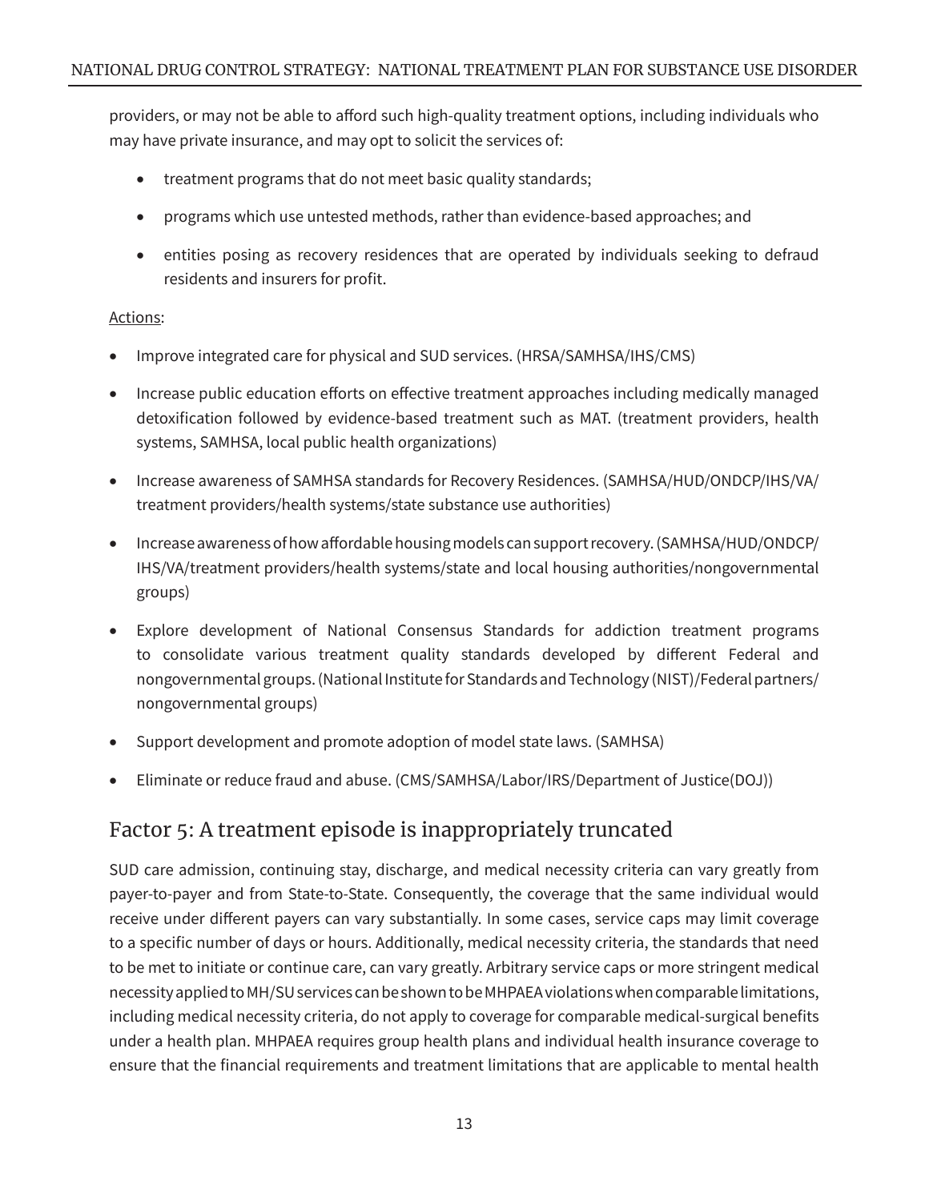providers, or may not be able to afford such high-quality treatment options, including individuals who may have private insurance, and may opt to solicit the services of:

- treatment programs that do not meet basic quality standards;
- programs which use untested methods, rather than evidence-based approaches; and
- entities posing as recovery residences that are operated by individuals seeking to defraud residents and insurers for profit.

Actions:

- Improve integrated care for physical and SUD services. (HRSA/SAMHSA/IHS/CMS)
- Increase public education efforts on effective treatment approaches including medically managed detoxification followed by evidence-based treatment such as MAT. (treatment providers, health systems, SAMHSA, local public health organizations)
- Increase awareness of SAMHSA standards for Recovery Residences. (SAMHSA/HUD/ONDCP/IHS/VA/treatment providers/health systems/state substance use authorities)
- Increase awareness of how affordable housing models can support recovery. (SAMHSA/HUD/ONDCP/IHS/VA/treatment providers/health systems/state and local housing authorities/nongovernmental groups)
- Explore development of National Consensus Standards for addiction treatment programs to consolidate various treatment quality standards developed by different Federal and nongovernmental groups. (National Institute for Standards and Technology (NIST)/Federal partners/nongovernmental groups)
- Support development and promote adoption of model state laws. (SAMHSA)
- Eliminate or reduce fraud and abuse. (CMS/SAMHSA/Labor/IRS/Department of Justice(DOJ))

## Factor 5: A treatment episode is inappropriately truncated

SUD care admission, continuing stay, discharge, and medical necessity criteria can vary greatly from payer-to-payer and from State-to-State. Consequently, the coverage that the same individual would receive under different payers can vary substantially. In some cases, service caps may limit coverage to a specific number of days or hours. Additionally, medical necessity criteria, the standards that need to be met to initiate or continue care, can vary greatly. Arbitrary service caps or more stringent medical necessity applied to MH/SU services can be shown to be MHPAEA violations when comparable limitations, including medical necessity criteria, do not apply to coverage for comparable medical-surgical benefits under a health plan. MHPAEA requires group health plans and individual health insurance coverage to ensure that the financial requirements and treatment limitations that are applicable to mental health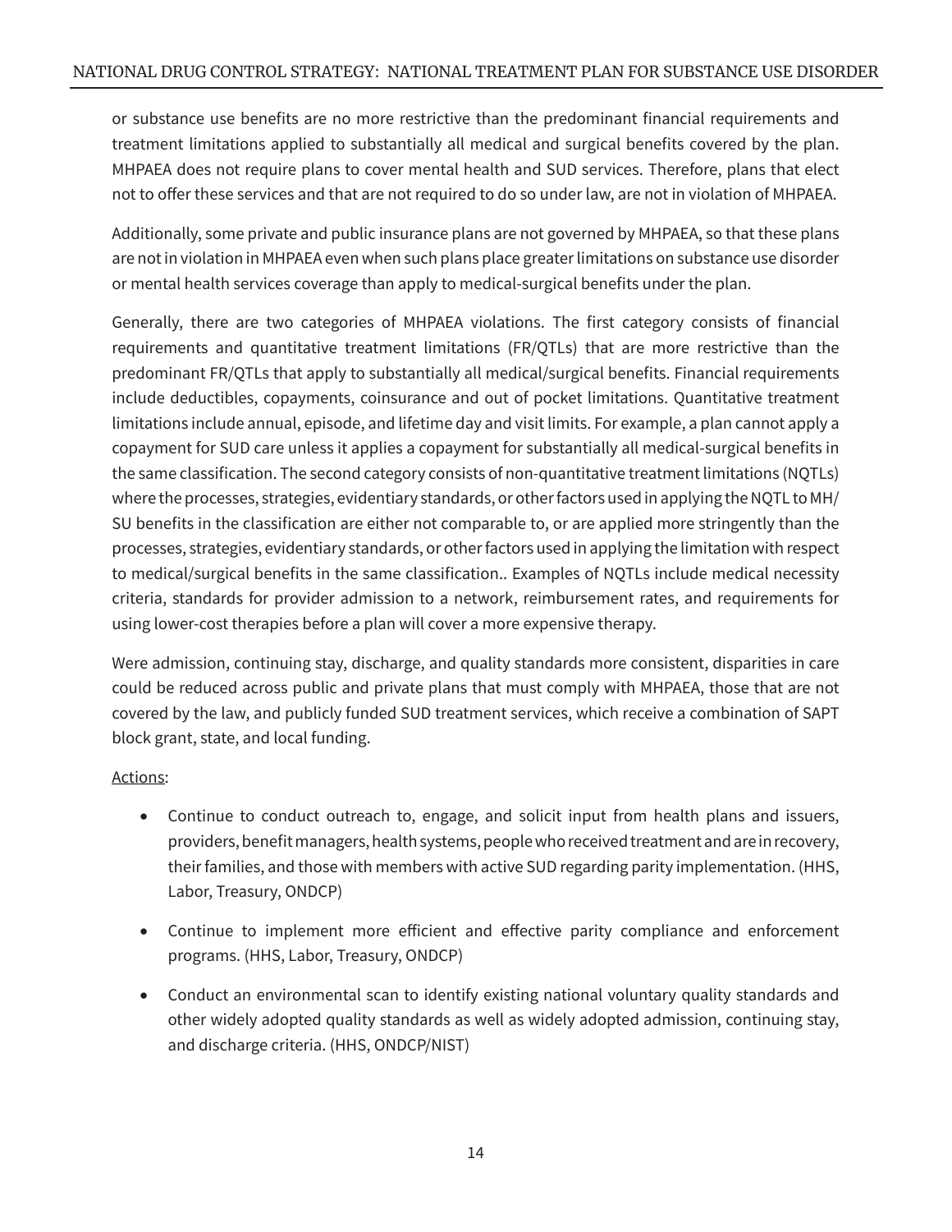or substance use benefits are no more restrictive than the predominant financial requirements and treatment limitations applied to substantially all medical and surgical benefits covered by the plan. MHPAEA does not require plans to cover mental health and SUD services. Therefore, plans that elect not to offer these services and that are not required to do so under law, are not in violation of MHPAEA.

Additionally, some private and public insurance plans are not governed by MHPAEA, so that these plans are not in violation in MHPAEA even when such plans place greater limitations on substance use disorder or mental health services coverage than apply to medical-surgical benefits under the plan.

Generally, there are two categories of MHPAEA violations. The first category consists of financial requirements and quantitative treatment limitations (FR/QTLs) that are more restrictive than the predominant FR/QTLs that apply to substantially all medical/surgical benefits. Financial requirements include deductibles, copayments, coinsurance and out of pocket limitations. Quantitative treatment limitations include annual, episode, and lifetime day and visit limits. For example, a plan cannot apply a copayment for SUD care unless it applies a copayment for substantially all medical-surgical benefits in the same classification. The second category consists of non-quantitative treatment limitations (NQTLs) where the processes, strategies, evidentiary standards, or other factors used in applying the NQTL to MH/SU benefits in the classification are either not comparable to, or are applied more stringently than the processes, strategies, evidentiary standards, or other factors used in applying the limitation with respect to medical/surgical benefits in the same classification.. Examples of NQTLs include medical necessity criteria, standards for provider admission to a network, reimbursement rates, and requirements for using lower-cost therapies before a plan will cover a more expensive therapy.

Were admission, continuing stay, discharge, and quality standards more consistent, disparities in care could be reduced across public and private plans that must comply with MHPAEA, those that are not covered by the law, and publicly funded SUD treatment services, which receive a combination of SAPT block grant, state, and local funding.

<u>Actions</u>:

- Continue to conduct outreach to, engage, and solicit input from health plans and issuers, providers, benefit managers, health systems, people who received treatment and are in recovery, their families, and those with members with active SUD regarding parity implementation. (HHS, Labor, Treasury, ONDCP)
- Continue to implement more efficient and effective parity compliance and enforcement programs. (HHS, Labor, Treasury, ONDCP)
- Conduct an environmental scan to identify existing national voluntary quality standards and other widely adopted quality standards as well as widely adopted admission, continuing stay, and discharge criteria. (HHS, ONDCP/NIST)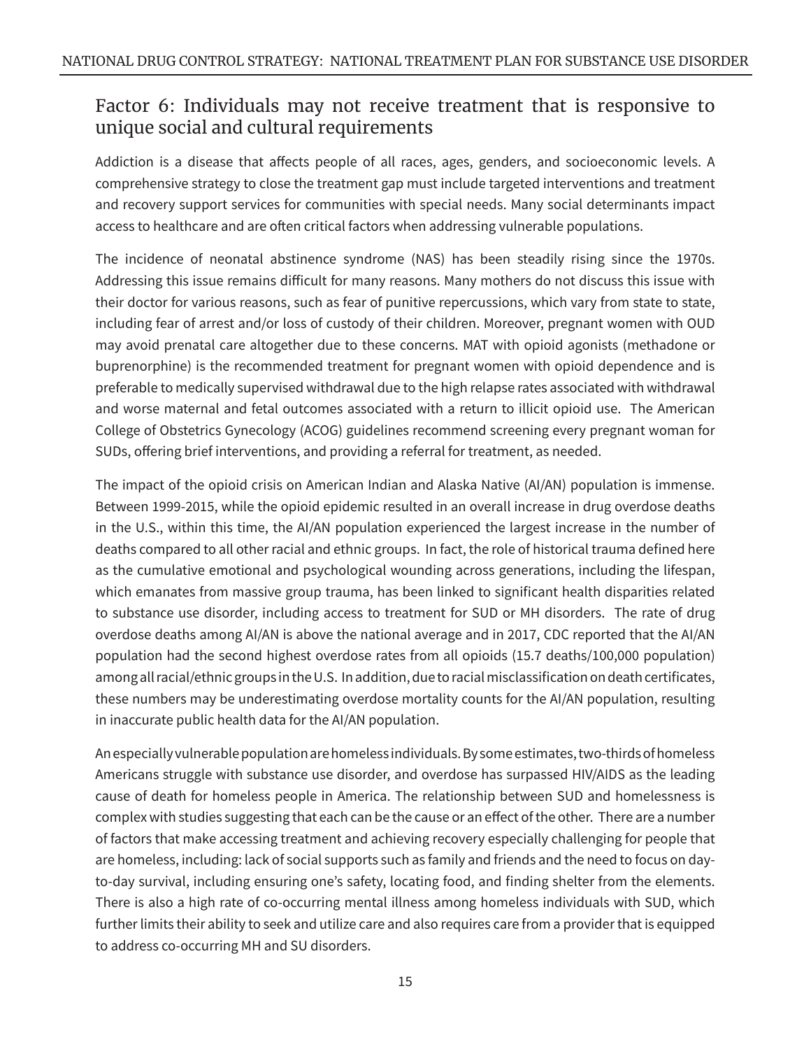## Factor 6: Individuals may not receive treatment that is responsive to unique social and cultural requirements

Addiction is a disease that affects people of all races, ages, genders, and socioeconomic levels. A comprehensive strategy to close the treatment gap must include targeted interventions and treatment and recovery support services for communities with special needs. Many social determinants impact access to healthcare and are often critical factors when addressing vulnerable populations.

The incidence of neonatal abstinence syndrome (NAS) has been steadily rising since the 1970s. Addressing this issue remains difficult for many reasons. Many mothers do not discuss this issue with their doctor for various reasons, such as fear of punitive repercussions, which vary from state to state, including fear of arrest and/or loss of custody of their children. Moreover, pregnant women with OUD may avoid prenatal care altogether due to these concerns. MAT with opioid agonists (methadone or buprenorphine) is the recommended treatment for pregnant women with opioid dependence and is preferable to medically supervised withdrawal due to the high relapse rates associated with withdrawal and worse maternal and fetal outcomes associated with a return to illicit opioid use. The American College of Obstetrics Gynecology (ACOG) guidelines recommend screening every pregnant woman for SUDs, offering brief interventions, and providing a referral for treatment, as needed.

The impact of the opioid crisis on American Indian and Alaska Native (AI/AN) population is immense. Between 1999-2015, while the opioid epidemic resulted in an overall increase in drug overdose deaths in the U.S., within this time, the AI/AN population experienced the largest increase in the number of deaths compared to all other racial and ethnic groups. In fact, the role of historical trauma defined here as the cumulative emotional and psychological wounding across generations, including the lifespan, which emanates from massive group trauma, has been linked to significant health disparities related to substance use disorder, including access to treatment for SUD or MH disorders. The rate of drug overdose deaths among AI/AN is above the national average and in 2017, CDC reported that the AI/AN population had the second highest overdose rates from all opioids (15.7 deaths/100,000 population) among all racial/ethnic groups in the U.S. In addition, due to racial misclassification on death certificates, these numbers may be underestimating overdose mortality counts for the AI/AN population, resulting in inaccurate public health data for the AI/AN population.

An especially vulnerable population are homeless individuals. By some estimates, two-thirds of homeless Americans struggle with substance use disorder, and overdose has surpassed HIV/AIDS as the leading cause of death for homeless people in America. The relationship between SUD and homelessness is complex with studies suggesting that each can be the cause or an effect of the other. There are a number of factors that make accessing treatment and achieving recovery especially challenging for people that are homeless, including: lack of social supports such as family and friends and the need to focus on day-to-day survival, including ensuring one's safety, locating food, and finding shelter from the elements. There is also a high rate of co-occurring mental illness among homeless individuals with SUD, which further limits their ability to seek and utilize care and also requires care from a provider that is equipped to address co-occurring MH and SU disorders.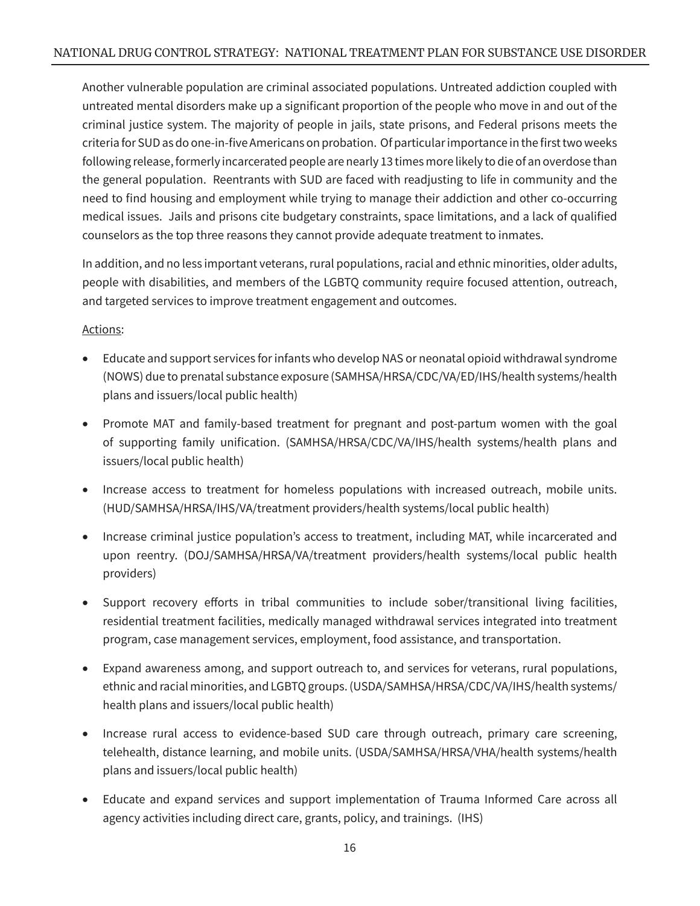Another vulnerable population are criminal associated populations. Untreated addiction coupled with untreated mental disorders make up a significant proportion of the people who move in and out of the criminal justice system. The majority of people in jails, state prisons, and Federal prisons meets the criteria for SUD as do one-in-five Americans on probation. Of particular importance in the first two weeks following release, formerly incarcerated people are nearly 13 times more likely to die of an overdose than the general population. Reentrants with SUD are faced with readjusting to life in community and the need to find housing and employment while trying to manage their addiction and other co-occurring medical issues. Jails and prisons cite budgetary constraints, space limitations, and a lack of qualified counselors as the top three reasons they cannot provide adequate treatment to inmates.

In addition, and no less important veterans, rural populations, racial and ethnic minorities, older adults, people with disabilities, and members of the LGBTQ community require focused attention, outreach, and targeted services to improve treatment engagement and outcomes.

<u>Actions</u>:

- Educate and support services for infants who develop NAS or neonatal opioid withdrawal syndrome (NOWS) due to prenatal substance exposure (SAMHSA/HRSA/CDC/VA/ED/IHS/health systems/health plans and issuers/local public health)
- Promote MAT and family-based treatment for pregnant and post-partum women with the goal of supporting family unification. (SAMHSA/HRSA/CDC/VA/IHS/health systems/health plans and issuers/local public health)
- Increase access to treatment for homeless populations with increased outreach, mobile units. (HUD/SAMHSA/HRSA/IHS/VA/treatment providers/health systems/local public health)
- Increase criminal justice population's access to treatment, including MAT, while incarcerated and upon reentry. (DOJ/SAMHSA/HRSA/VA/treatment providers/health systems/local public health providers)
- Support recovery efforts in tribal communities to include sober/transitional living facilities, residential treatment facilities, medically managed withdrawal services integrated into treatment program, case management services, employment, food assistance, and transportation.
- Expand awareness among, and support outreach to, and services for veterans, rural populations, ethnic and racial minorities, and LGBTQ groups. (USDA/SAMHSA/HRSA/CDC/VA/IHS/health systems/health plans and issuers/local public health)
- Increase rural access to evidence-based SUD care through outreach, primary care screening, telehealth, distance learning, and mobile units. (USDA/SAMHSA/HRSA/VHA/health systems/health plans and issuers/local public health)
- Educate and expand services and support implementation of Trauma Informed Care across all agency activities including direct care, grants, policy, and trainings. (IHS)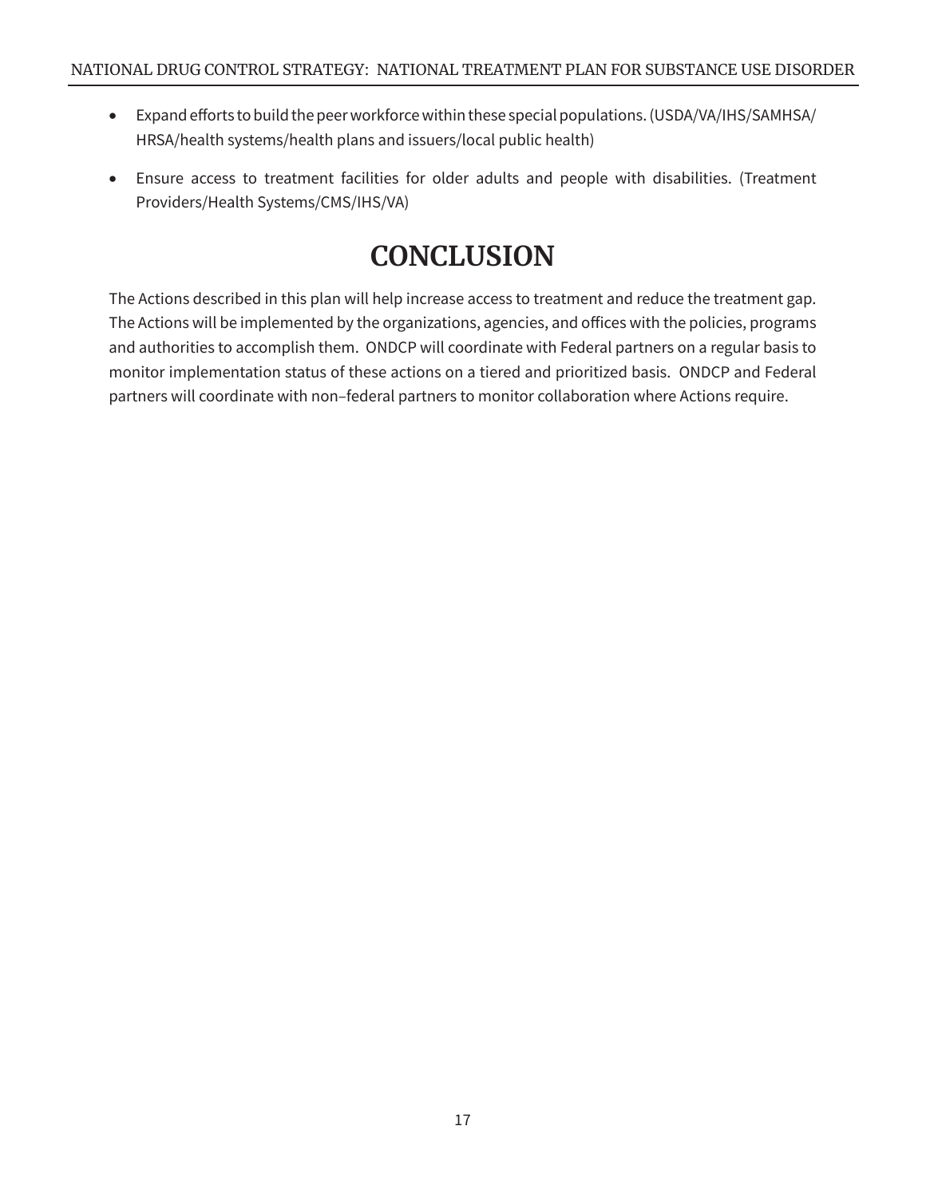- Expand efforts to build the peer workforce within these special populations. (USDA/VA/IHS/SAMHSA/HRSA/health systems/health plans and issuers/local public health)
- Ensure access to treatment facilities for older adults and people with disabilities. (Treatment Providers/Health Systems/CMS/IHS/VA)

# CONCLUSION

The Actions described in this plan will help increase access to treatment and reduce the treatment gap. The Actions will be implemented by the organizations, agencies, and offices with the policies, programs and authorities to accomplish them. ONDCP will coordinate with Federal partners on a regular basis to monitor implementation status of these actions on a tiered and prioritized basis. ONDCP and Federal partners will coordinate with non–federal partners to monitor collaboration where Actions require.